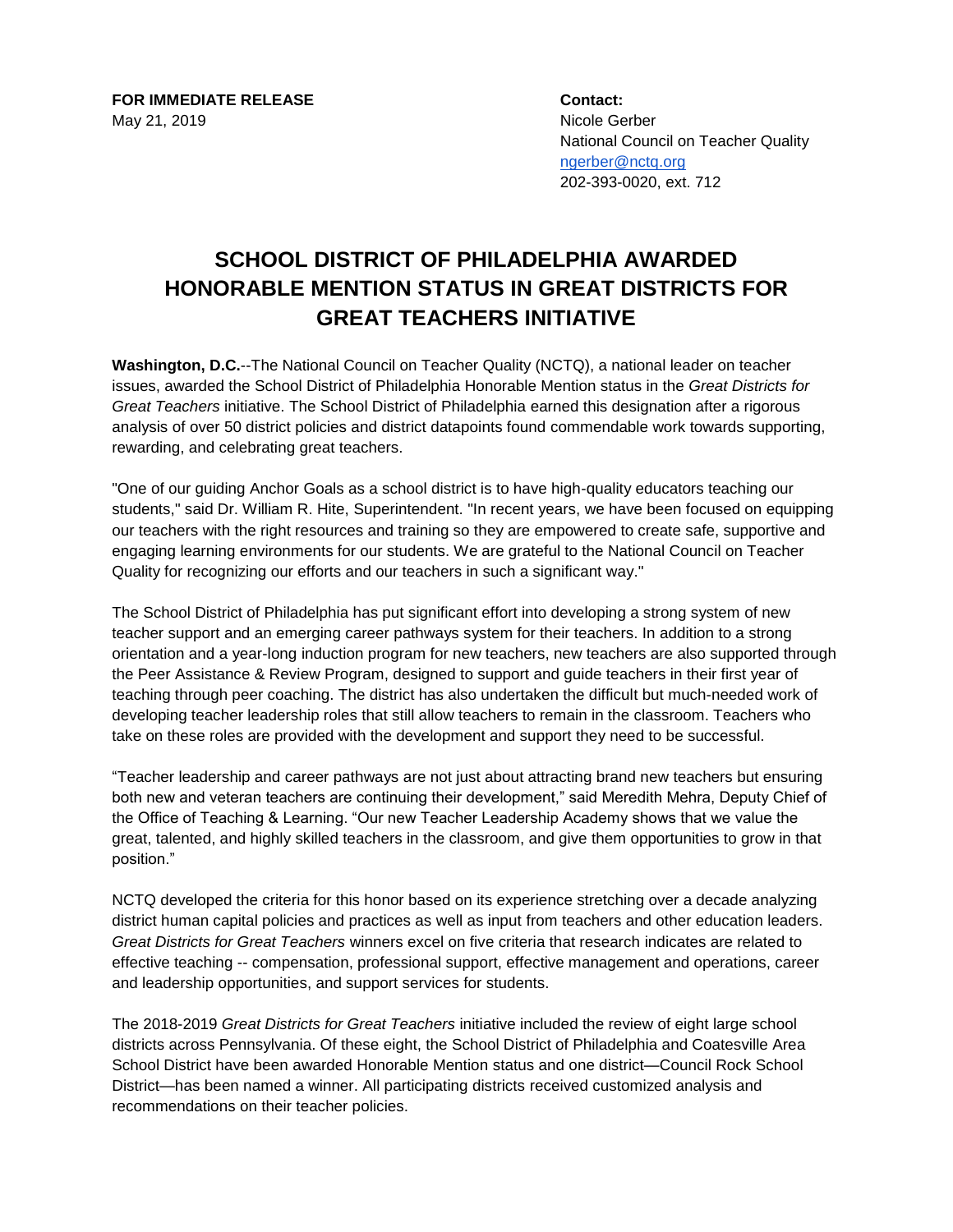**FOR IMMEDIATE RELEASE**
May 21, 2019

**Contact:**
Nicole Gerber
National Council on Teacher Quality
ngerber@nctq.org
202-393-0020, ext. 712

# SCHOOL DISTRICT OF PHILADELPHIA AWARDED HONORABLE MENTION STATUS IN GREAT DISTRICTS FOR GREAT TEACHERS INITIATIVE

**Washington, D.C.**--The National Council on Teacher Quality (NCTQ), a national leader on teacher issues, awarded the School District of Philadelphia Honorable Mention status in the *Great Districts for Great Teachers* initiative. The School District of Philadelphia earned this designation after a rigorous analysis of over 50 district policies and district datapoints found commendable work towards supporting, rewarding, and celebrating great teachers.

"One of our guiding Anchor Goals as a school district is to have high-quality educators teaching our students," said Dr. William R. Hite, Superintendent. "In recent years, we have been focused on equipping our teachers with the right resources and training so they are empowered to create safe, supportive and engaging learning environments for our students. We are grateful to the National Council on Teacher Quality for recognizing our efforts and our teachers in such a significant way."

The School District of Philadelphia has put significant effort into developing a strong system of new teacher support and an emerging career pathways system for their teachers. In addition to a strong orientation and a year-long induction program for new teachers, new teachers are also supported through the Peer Assistance & Review Program, designed to support and guide teachers in their first year of teaching through peer coaching. The district has also undertaken the difficult but much-needed work of developing teacher leadership roles that still allow teachers to remain in the classroom. Teachers who take on these roles are provided with the development and support they need to be successful.

"Teacher leadership and career pathways are not just about attracting brand new teachers but ensuring both new and veteran teachers are continuing their development," said Meredith Mehra, Deputy Chief of the Office of Teaching & Learning. "Our new Teacher Leadership Academy shows that we value the great, talented, and highly skilled teachers in the classroom, and give them opportunities to grow in that position."

NCTQ developed the criteria for this honor based on its experience stretching over a decade analyzing district human capital policies and practices as well as input from teachers and other education leaders. *Great Districts for Great Teachers* winners excel on five criteria that research indicates are related to effective teaching -- compensation, professional support, effective management and operations, career and leadership opportunities, and support services for students.

The 2018-2019 *Great Districts for Great Teachers* initiative included the review of eight large school districts across Pennsylvania. Of these eight, the School District of Philadelphia and Coatesville Area School District have been awarded Honorable Mention status and one district—Council Rock School District—has been named a winner. All participating districts received customized analysis and recommendations on their teacher policies.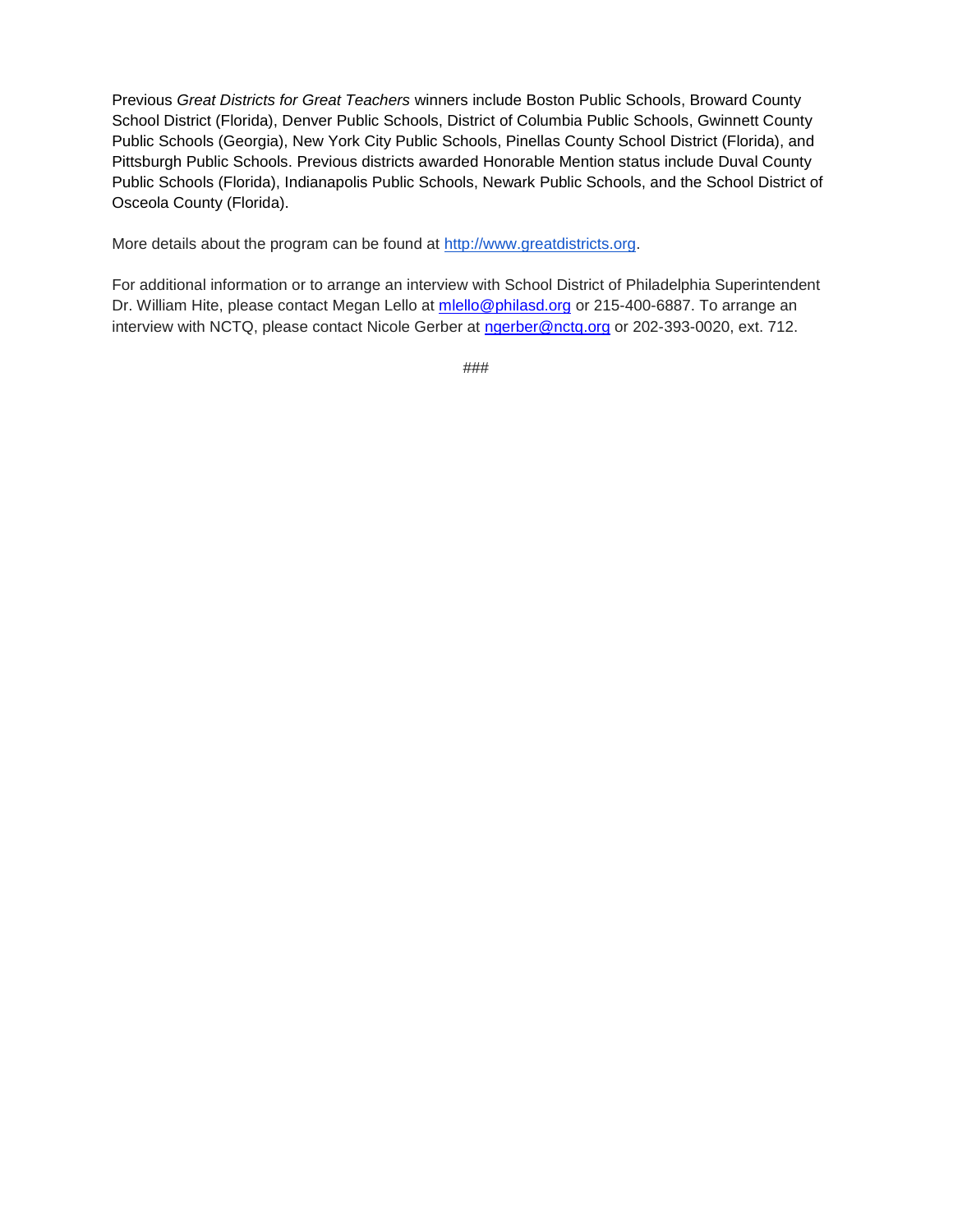Previous *Great Districts for Great Teachers* winners include Boston Public Schools, Broward County School District (Florida), Denver Public Schools, District of Columbia Public Schools, Gwinnett County Public Schools (Georgia), New York City Public Schools, Pinellas County School District (Florida), and Pittsburgh Public Schools. Previous districts awarded Honorable Mention status include Duval County Public Schools (Florida), Indianapolis Public Schools, Newark Public Schools, and the School District of Osceola County (Florida).

More details about the program can be found at http://www.greatdistricts.org.

For additional information or to arrange an interview with School District of Philadelphia Superintendent Dr. William Hite, please contact Megan Lello at mlello@philasd.org or 215-400-6887. To arrange an interview with NCTQ, please contact Nicole Gerber at ngerber@nctq.org or 202-393-0020, ext. 712.

###